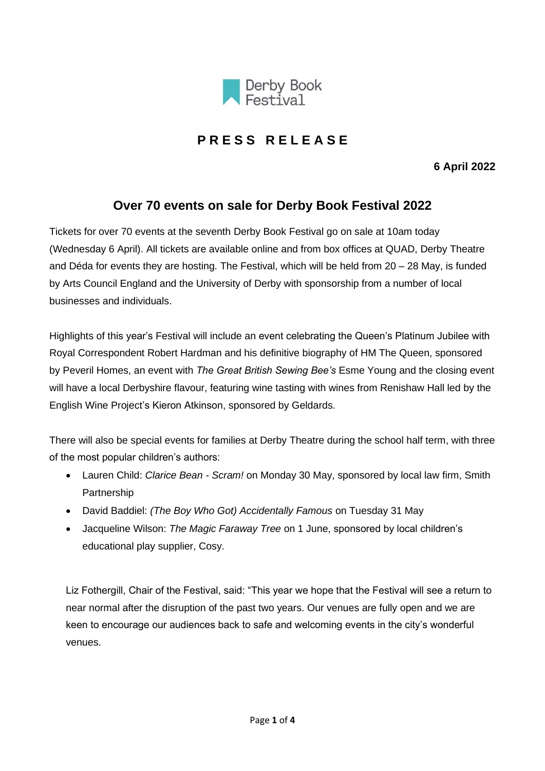Derby Book Festival

# PRESS RELEASE

**6 April 2022**

## Over 70 events on sale for Derby Book Festival 2022

Tickets for over 70 events at the seventh Derby Book Festival go on sale at 10am today (Wednesday 6 April). All tickets are available online and from box offices at QUAD, Derby Theatre and Déda for events they are hosting. The Festival, which will be held from 20 – 28 May, is funded by Arts Council England and the University of Derby with sponsorship from a number of local businesses and individuals.

Highlights of this year's Festival will include an event celebrating the Queen's Platinum Jubilee with Royal Correspondent Robert Hardman and his definitive biography of HM The Queen, sponsored by Peveril Homes, an event with *The Great British Sewing Bee's* Esme Young and the closing event will have a local Derbyshire flavour, featuring wine tasting with wines from Renishaw Hall led by the English Wine Project's Kieron Atkinson, sponsored by Geldards.

There will also be special events for families at Derby Theatre during the school half term, with three of the most popular children's authors:

- Lauren Child: *Clarice Bean - Scram!* on Monday 30 May, sponsored by local law firm, Smith Partnership
- David Baddiel: *(The Boy Who Got) Accidentally Famous* on Tuesday 31 May
- Jacqueline Wilson: *The Magic Faraway Tree* on 1 June, sponsored by local children's educational play supplier, Cosy.

Liz Fothergill, Chair of the Festival, said: "This year we hope that the Festival will see a return to near normal after the disruption of the past two years. Our venues are fully open and we are keen to encourage our audiences back to safe and welcoming events in the city's wonderful venues.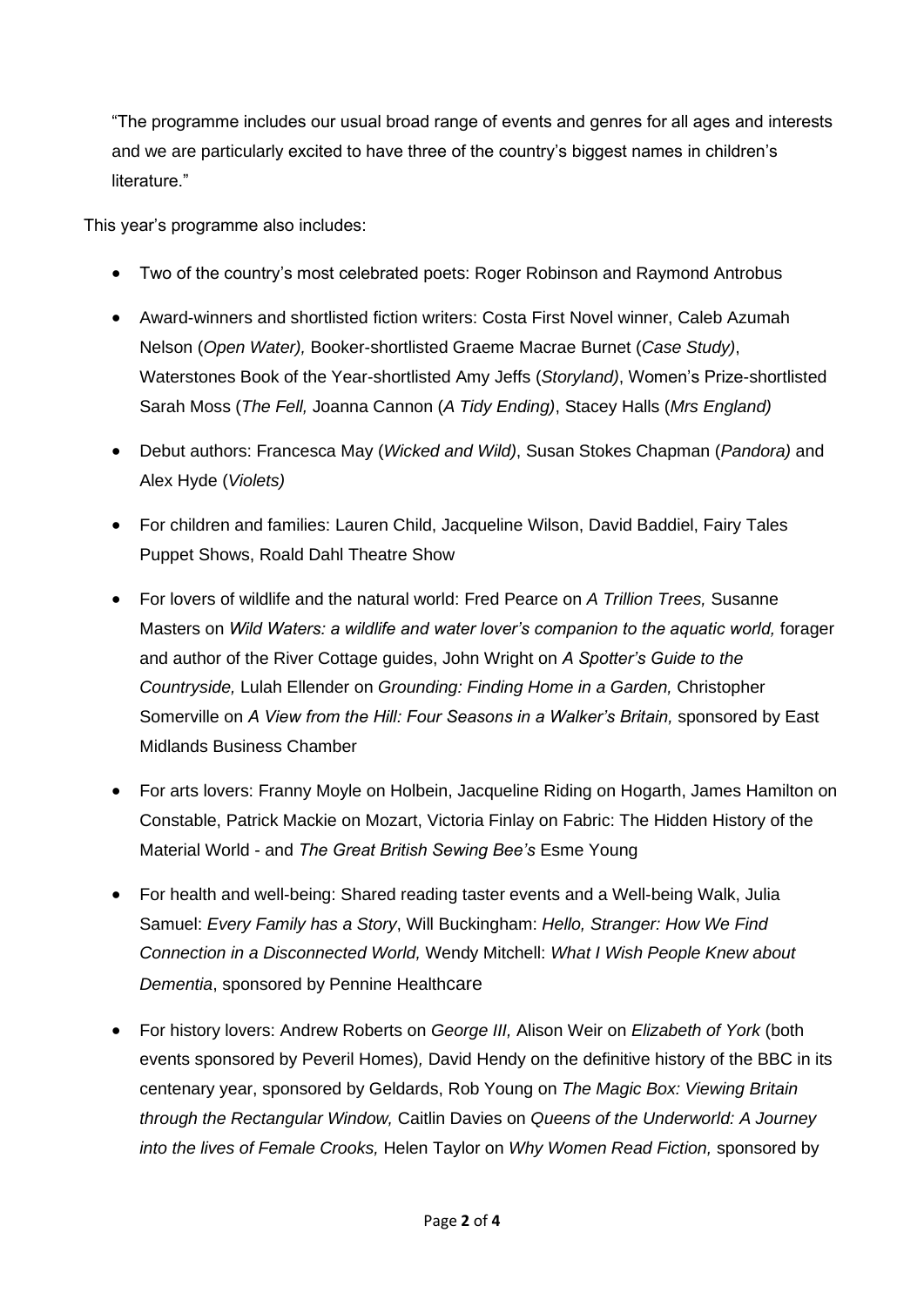"The programme includes our usual broad range of events and genres for all ages and interests and we are particularly excited to have three of the country's biggest names in children's literature."

This year's programme also includes:

- Two of the country's most celebrated poets: Roger Robinson and Raymond Antrobus
- Award-winners and shortlisted fiction writers: Costa First Novel winner, Caleb Azumah Nelson (*Open Water),* Booker-shortlisted Graeme Macrae Burnet (*Case Study)*, Waterstones Book of the Year-shortlisted Amy Jeffs (*Storyland)*, Women's Prize-shortlisted Sarah Moss (*The Fell,* Joanna Cannon (*A Tidy Ending)*, Stacey Halls (*Mrs England)*
- Debut authors: Francesca May (*Wicked and Wild)*, Susan Stokes Chapman (*Pandora)* and Alex Hyde (*Violets)*
- For children and families: Lauren Child, Jacqueline Wilson, David Baddiel, Fairy Tales Puppet Shows, Roald Dahl Theatre Show
- For lovers of wildlife and the natural world: Fred Pearce on *A Trillion Trees,* Susanne Masters on *Wild Waters: a wildlife and water lover's companion to the aquatic world,* forager and author of the River Cottage guides, John Wright on *A Spotter's Guide to the Countryside,* Lulah Ellender on *Grounding: Finding Home in a Garden,* Christopher Somerville on *A View from the Hill: Four Seasons in a Walker's Britain,* sponsored by East Midlands Business Chamber
- For arts lovers: Franny Moyle on Holbein, Jacqueline Riding on Hogarth, James Hamilton on Constable, Patrick Mackie on Mozart, Victoria Finlay on Fabric: The Hidden History of the Material World - and *The Great British Sewing Bee's* Esme Young
- For health and well-being: Shared reading taster events and a Well-being Walk, Julia Samuel: *Every Family has a Story*, Will Buckingham: *Hello, Stranger: How We Find Connection in a Disconnected World,* Wendy Mitchell: *What I Wish People Knew about Dementia*, sponsored by Pennine Healthcare
- For history lovers: Andrew Roberts on *George III,* Alison Weir on *Elizabeth of York* (both events sponsored by Peveril Homes)*,* David Hendy on the definitive history of the BBC in its centenary year, sponsored by Geldards, Rob Young on *The Magic Box: Viewing Britain through the Rectangular Window,* Caitlin Davies on *Queens of the Underworld: A Journey into the lives of Female Crooks,* Helen Taylor on *Why Women Read Fiction,* sponsored by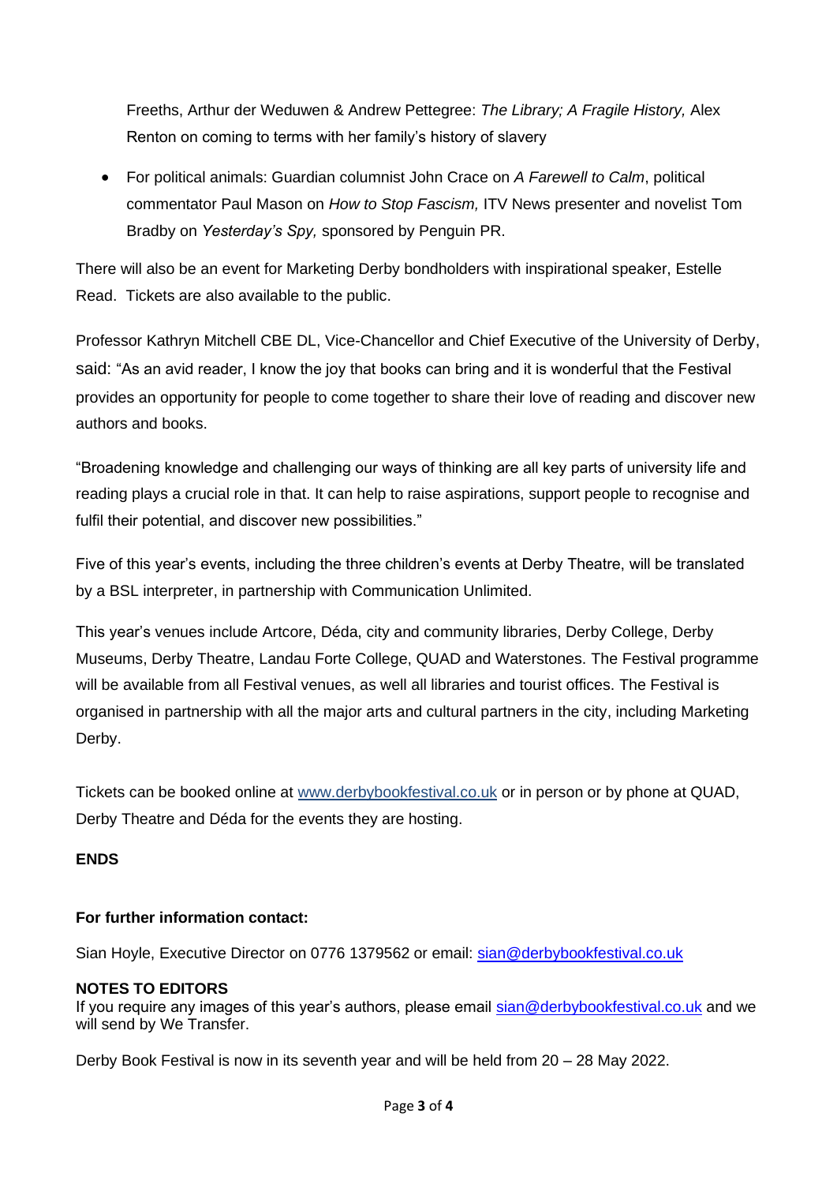Freeths, Arthur der Weduwen & Andrew Pettegree: *The Library; A Fragile History,* Alex Renton on coming to terms with her family's history of slavery

- For political animals: Guardian columnist John Crace on *A Farewell to Calm*, political commentator Paul Mason on *How to Stop Fascism,* ITV News presenter and novelist Tom Bradby on *Yesterday's Spy,* sponsored by Penguin PR.

There will also be an event for Marketing Derby bondholders with inspirational speaker, Estelle Read. Tickets are also available to the public.

Professor Kathryn Mitchell CBE DL, Vice-Chancellor and Chief Executive of the University of Derby, said: "As an avid reader, I know the joy that books can bring and it is wonderful that the Festival provides an opportunity for people to come together to share their love of reading and discover new authors and books.

"Broadening knowledge and challenging our ways of thinking are all key parts of university life and reading plays a crucial role in that. It can help to raise aspirations, support people to recognise and fulfil their potential, and discover new possibilities."

Five of this year's events, including the three children's events at Derby Theatre, will be translated by a BSL interpreter, in partnership with Communication Unlimited.

This year's venues include Artcore, Déda, city and community libraries, Derby College, Derby Museums, Derby Theatre, Landau Forte College, QUAD and Waterstones. The Festival programme will be available from all Festival venues, as well all libraries and tourist offices. The Festival is organised in partnership with all the major arts and cultural partners in the city, including Marketing Derby.

Tickets can be booked online at [www.derbybookfestival.co.uk](http://www.derbybookfestival.co.uk) or in person or by phone at QUAD, Derby Theatre and Déda for the events they are hosting.

**ENDS**

**For further information contact:**

Sian Hoyle, Executive Director on 0776 1379562 or email: [sian@derbybookfestival.co.uk](mailto:sian@derbybookfestival.co.uk)

**NOTES TO EDITORS**

If you require any images of this year's authors, please email [sian@derbybookfestival.co.uk](mailto:sian@derbybookfestival.co.uk) and we will send by We Transfer.

Derby Book Festival is now in its seventh year and will be held from 20 – 28 May 2022.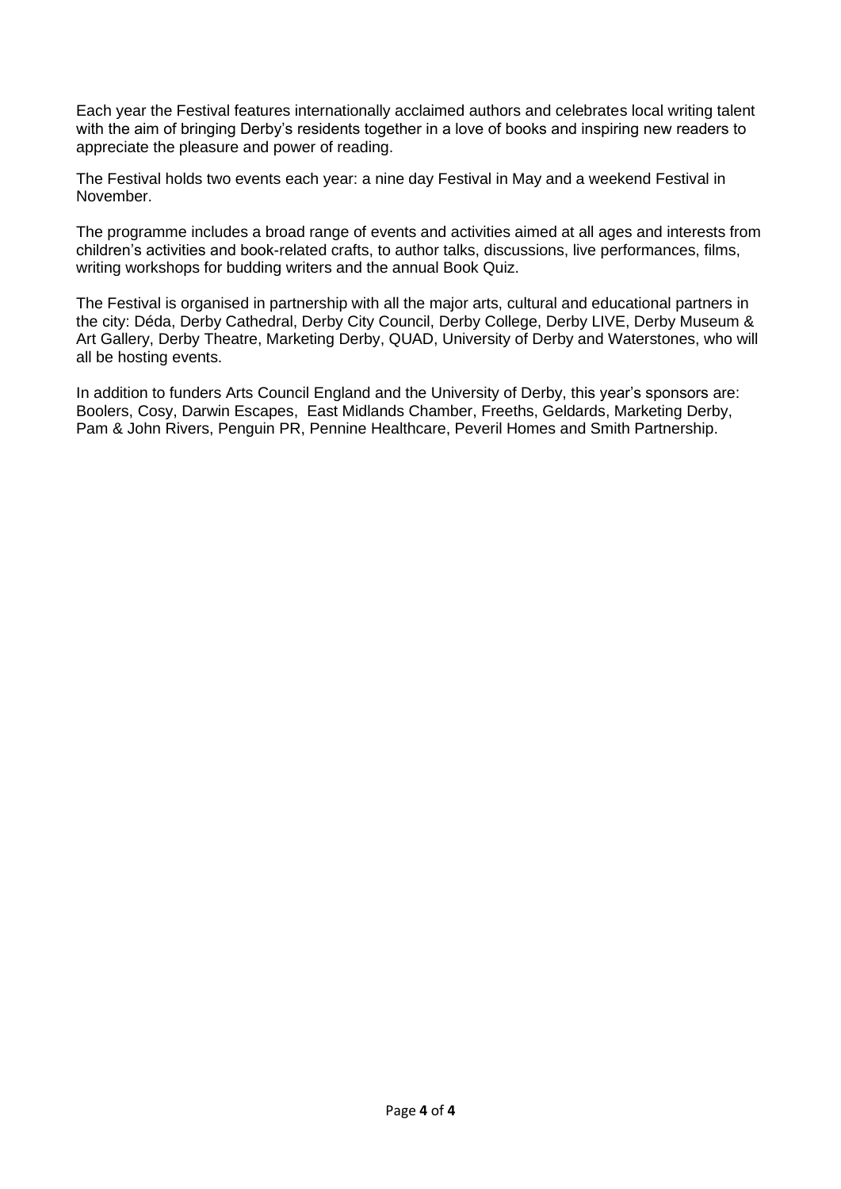Each year the Festival features internationally acclaimed authors and celebrates local writing talent with the aim of bringing Derby's residents together in a love of books and inspiring new readers to appreciate the pleasure and power of reading.

The Festival holds two events each year: a nine day Festival in May and a weekend Festival in November.

The programme includes a broad range of events and activities aimed at all ages and interests from children's activities and book-related crafts, to author talks, discussions, live performances, films, writing workshops for budding writers and the annual Book Quiz.

The Festival is organised in partnership with all the major arts, cultural and educational partners in the city: Déda, Derby Cathedral, Derby City Council, Derby College, Derby LIVE, Derby Museum & Art Gallery, Derby Theatre, Marketing Derby, QUAD, University of Derby and Waterstones, who will all be hosting events.

In addition to funders Arts Council England and the University of Derby, this year's sponsors are: Boolers, Cosy, Darwin Escapes, East Midlands Chamber, Freeths, Geldards, Marketing Derby, Pam & John Rivers, Penguin PR, Pennine Healthcare, Peveril Homes and Smith Partnership.